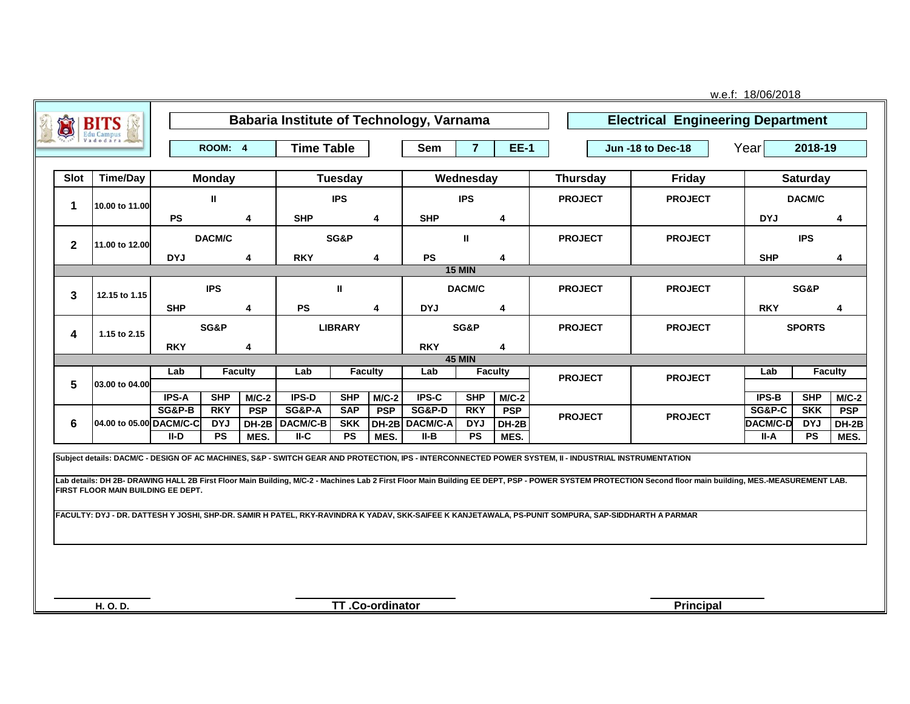w.e.f: 18/06/2018

# Babaria Institute of Technology, Varnama

## Electrical Engineering Department

**ROOM: 4** | **Time Table** | **Sem 7** | **EE-1** | **Jun -18 to Dec-18** | **Year 2018-19**

| Slot | Time/Day | Monday | | | Tuesday | | | Wednesday | | | Thursday | Friday | Saturday | | |
|---|---|---|---|---|---|---|---|---|---|---|---|---|---|---|---|
| 1 | 10.00 to 11.00 | II | | | IPS | | | IPS | | | PROJECT | PROJECT | DACM/C | | |
| | | PS | | 4 | SHP | | 4 | SHP | | 4 | | | DYJ | | 4 |
| 2 | 11.00 to 12.00 | DACM/C | | | SG&P | | | II | | | PROJECT | PROJECT | IPS | | |
| | | DYJ | | 4 | RKY | | 4 | PS | | 4 | | | SHP | | 4 |
| | | | | | | | | 15 MIN | | | | | | | |
| 3 | 12.15 to 1.15 | IPS | | | II | | | DACM/C | | | PROJECT | PROJECT | SG&P | | |
| | | SHP | | 4 | PS | | 4 | DYJ | | 4 | | | RKY | | 4 |
| 4 | 1.15 to 2.15 | SG&P | | | LIBRARY | | | SG&P | | | PROJECT | PROJECT | SPORTS | | |
| | | RKY | | 4 | | | | RKY | | 4 | | | | | |
| | | | | | | | | 45 MIN | | | | | | | |
| 5 | 03.00 to 04.00 | Lab | Faculty | | Lab | Faculty | | Lab | Faculty | | PROJECT | PROJECT | Lab | Faculty | |
| | | IPS-A | SHP | M/C-2 | IPS-D | SHP | M/C-2 | IPS-C | SHP | M/C-2 | | | IPS-B | SHP | M/C-2 |
| 6 | 04.00 to 05.00 | SG&P-B | RKY | PSP | SG&P-A | SAP | PSP | SG&P-D | RKY | PSP | PROJECT | PROJECT | SG&P-C | SKK | PSP |
| | | DACM/C-C | DYJ | DH-2B | DACM/C-B | SKK | DH-2B | DACM/C-A | DYJ | DH-2B | | | DACM/C-D | DYJ | DH-2B |
| | | II-D | PS | MES. | II-C | PS | MES. | II-B | PS | MES. | | | II-A | PS | MES. |

**Subject details:** DACM/C - DESIGN OF AC MACHINES, S&P - SWITCH GEAR AND PROTECTION, IPS - INTERCONNECTED POWER SYSTEM, II - INDUSTRIAL INSTRUMENTATION

**Lab details:** DH 2B- DRAWING HALL 2B First Floor Main Building, M/C-2 - Machines Lab 2 First Floor Main Building EE DEPT, PSP - POWER SYSTEM PROTECTION Second floor main building, MES.-MEASUREMENT LAB. FIRST FLOOR MAIN BUILDING EE DEPT.

**FACULTY:** DYJ - DR. DATTESH Y JOSHI, SHP-DR. SAMIR H PATEL, RKY-RAVINDRA K YADAV, SKK-SAIFEE K KANJETAWALA, PS-PUNIT SOMPURA, SAP-SIDDHARTH A PARMAR

H. O. D. | TT .Co-ordinator | Principal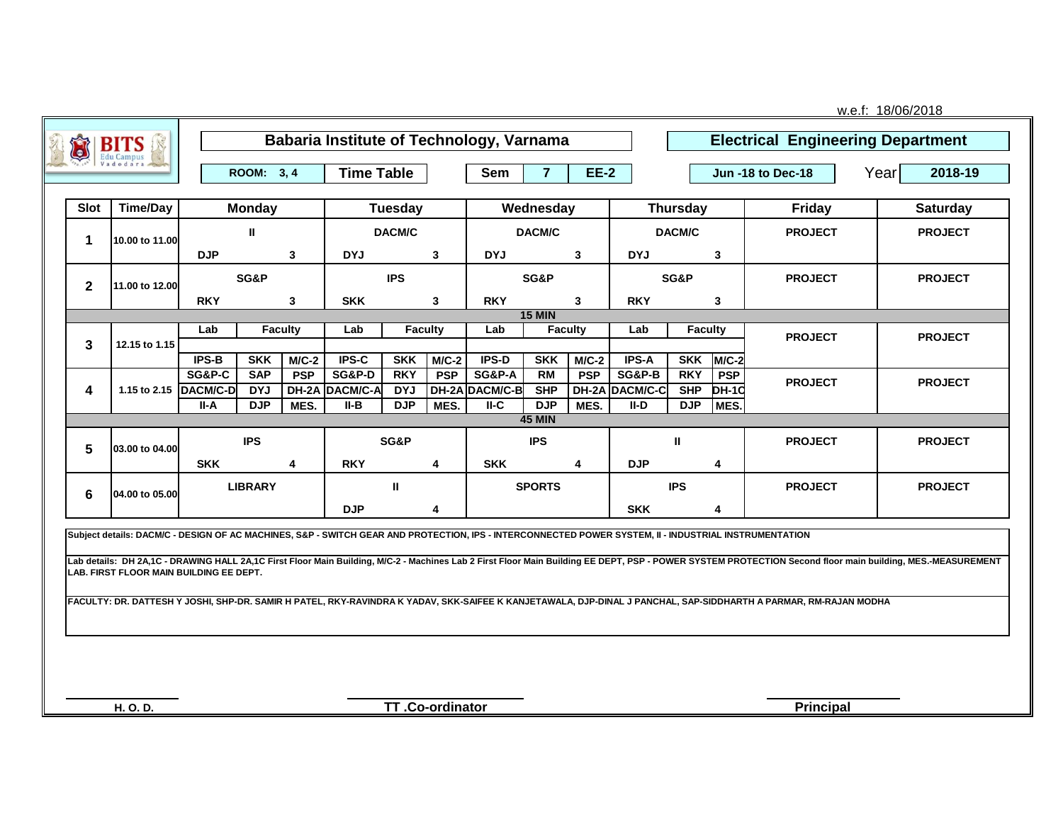w.e.f: 18/06/2018

# Babaria Institute of Technology, Varnama

## Electrical Engineering Department

| ROOM: 3, 4 | Time Table | Sem | 7 | EE-2 | Jun -18 to Dec-18 | Year | 2018-19 |
|---|---|---|---|---|---|---|---|

| Slot | Time/Day | Monday | | | Tuesday | | | Wednesday | | | Thursday | | | Friday | Saturday |
|---|---|---|---|---|---|---|---|---|---|---|---|---|---|---|---|
| 1 | 10.00 to 11.00 | II | | | DACM/C | | | DACM/C | | | DACM/C | | | PROJECT | PROJECT |
| | | DJP | | 3 | DYJ | | 3 | DYJ | | 3 | DYJ | | 3 | | |
| 2 | 11.00 to 12.00 | SG&P | | | IPS | | | SG&P | | | SG&P | | | PROJECT | PROJECT |
| | | RKY | | 3 | SKK | | 3 | RKY | | 3 | RKY | | 3 | | |
| | | | | | | | | 15 MIN | | | | | | | |
| 3 | 12.15 to 1.15 | Lab | Faculty | | Lab | Faculty | | Lab | Faculty | | Lab | Faculty | | PROJECT | PROJECT |
| | | IPS-B | SKK | M/C-2 | IPS-C | SKK | M/C-2 | IPS-D | SKK | M/C-2 | IPS-A | SKK | M/C-2 | | |
| 4 | 1.15 to 2.15 | SG&P-C | SAP | PSP | SG&P-D | RKY | PSP | SG&P-A | RM | PSP | SG&P-B | RKY | PSP | PROJECT | PROJECT |
| | | DACM/C-D | DYJ | DH-2A | DACM/C-A | DYJ | DH-2A | DACM/C-B | SHP | DH-2A | DACM/C-C | SHP | DH-1C | | |
| | | II-A | DJP | MES. | II-B | DJP | MES. | II-C | DJP | MES. | II-D | DJP | MES. | | |
| | | | | | | | | 45 MIN | | | | | | | |
| 5 | 03.00 to 04.00 | IPS | | | SG&P | | | IPS | | | II | | | PROJECT | PROJECT |
| | | SKK | | 4 | RKY | | 4 | SKK | | 4 | DJP | | 4 | | |
| 6 | 04.00 to 05.00 | LIBRARY | | | II | | | SPORTS | | | IPS | | | PROJECT | PROJECT |
| | | | | | DJP | | 4 | | | | SKK | | 4 | | |

**Subject details:** DACM/C - DESIGN OF AC MACHINES, S&P - SWITCH GEAR AND PROTECTION, IPS - INTERCONNECTED POWER SYSTEM, II - INDUSTRIAL INSTRUMENTATION

**Lab details:** DH 2A,1C - DRAWING HALL 2A,1C First Floor Main Building, M/C-2 - Machines Lab 2 First Floor Main Building EE DEPT, PSP - POWER SYSTEM PROTECTION Second floor main building, MES.-MEASUREMENT LAB. FIRST FLOOR MAIN BUILDING EE DEPT.

**FACULTY:** DR. DATTESH Y JOSHI, SHP-DR. SAMIR H PATEL, RKY-RAVINDRA K YADAV, SKK-SAIFEE K KANJETAWALA, DJP-DINAL J PANCHAL, SAP-SIDDHARTH A PARMAR, RM-RAJAN MODHA

H. O. D. | TT .Co-ordinator | Principal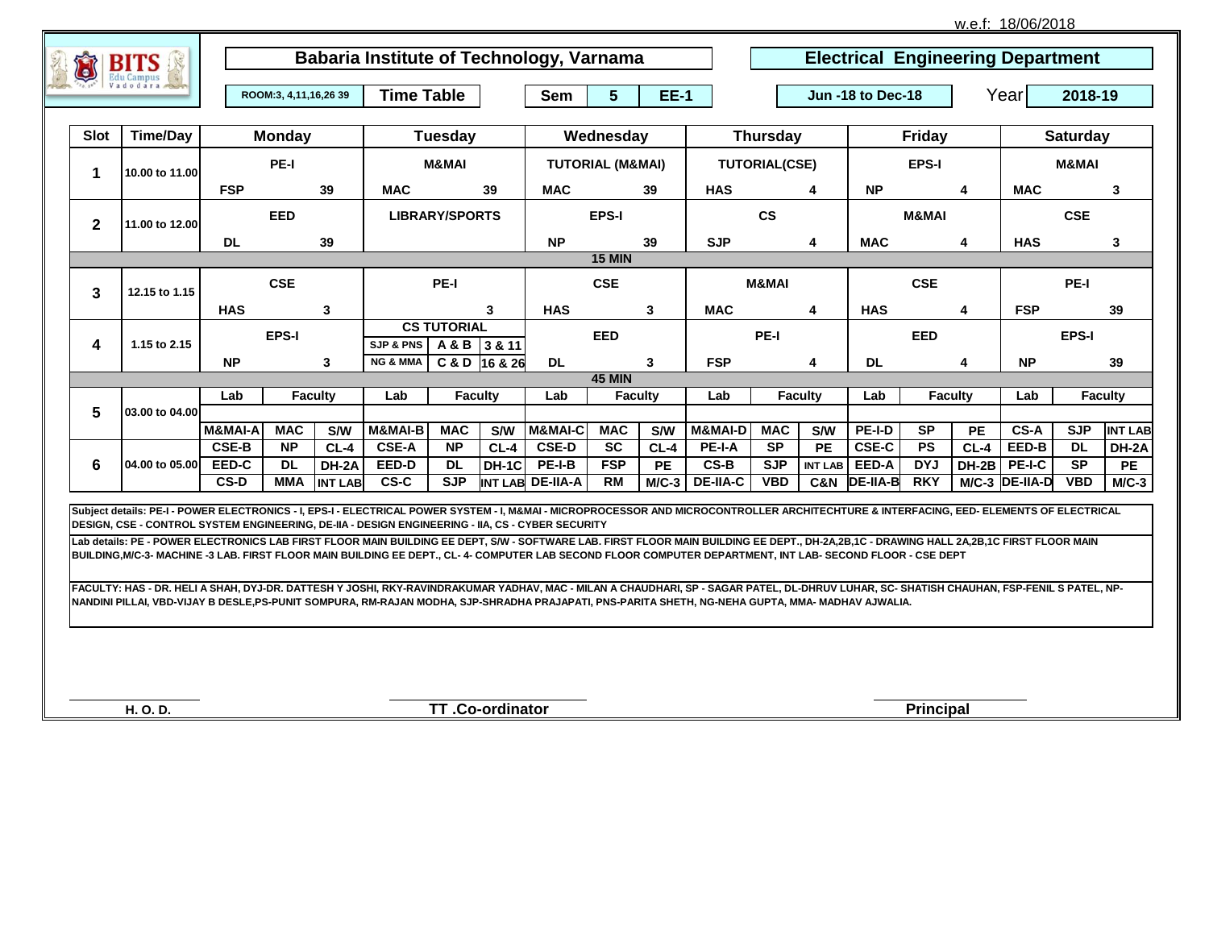w.e.f: 18/06/2018

# Babaria Institute of Technology, Varnama

## Electrical Engineering Department

ROOM:3, 4,11,16,26 39 | **Time Table** | Sem **5** | **EE-1** | **Jun -18 to Dec-18** | Year **2018-19**

| Slot | Time/Day | Monday | | | Tuesday | | | Wednesday | | | Thursday | | | Friday | | | Saturday | | |
|---|---|---|---|---|---|---|---|---|---|---|---|---|---|---|---|---|---|---|---|
| 1 | 10.00 to 11.00 | PE-I | | | M&MAI | | | TUTORIAL (M&MAI) | | | TUTORIAL(CSE) | | | EPS-I | | | M&MAI | | |
| | | FSP | | 39 | MAC | | 39 | MAC | | 39 | HAS | | 4 | NP | | 4 | MAC | | 3 |
| 2 | 11.00 to 12.00 | EED | | | LIBRARY/SPORTS | | | EPS-I | | | CS | | | M&MAI | | | CSE | | |
| | | DL | | 39 | | | | NP | | 39 | SJP | | 4 | MAC | | 4 | HAS | | 3 |
| | | 15 MIN | | | | | | | | | | | | | | | | | |
| 3 | 12.15 to 1.15 | CSE | | | PE-I | | | CSE | | | M&MAI | | | CSE | | | PE-I | | |
| | | HAS | | 3 | | | 3 | HAS | | 3 | MAC | | 4 | HAS | | 4 | FSP | | 39 |
| 4 | 1.15 to 2.15 | EPS-I | | | CS TUTORIAL | | | EED | | | PE-I | | | EED | | | EPS-I | | |
| | | | | | SJP & PNS | A & B | 3 & 11 | | | | | | | | | | | | |
| | | NP | | 3 | NG & MMA | C & D | 16 & 26 | DL | | 3 | FSP | | 4 | DL | | 4 | NP | | 39 |
| | | 45 MIN | | | | | | | | | | | | | | | | | |
| 5 | 03.00 to 04.00 | Lab | Faculty | | Lab | Faculty | | Lab | Faculty | | Lab | Faculty | | Lab | Faculty | | Lab | Faculty | |
| | | M&MAI-A | MAC | S/W | M&MAI-B | MAC | S/W | M&MAI-C | MAC | S/W | M&MAI-D | MAC | S/W | PE-I-D | SP | PE | CS-A | SJP | INT LAB |
| 6 | 04.00 to 05.00 | CSE-B | NP | CL-4 | CSE-A | NP | CL-4 | CSE-D | SC | CL-4 | PE-I-A | SP | PE | CSE-C | PS | CL-4 | EED-B | DL | DH-2A |
| | | EED-C | DL | DH-2A | EED-D | DL | DH-1C | PE-I-B | FSP | PE | CS-B | SJP | INT LAB | EED-A | DYJ | DH-2B | PE-I-C | SP | PE |
| | | CS-D | MMA | INT LAB | CS-C | SJP | INT LAB | DE-IIA-A | RM | M/C-3 | DE-IIA-C | VBD | C&N | DE-IIA-B | RKY | M/C-3 | DE-IIA-D | VBD | M/C-3 |

**Subject details: PE-I - POWER ELECTRONICS - I, EPS-I - ELECTRICAL POWER SYSTEM - I, M&MAI - MICROPROCESSOR AND MICROCONTROLLER ARCHITECHTURE & INTERFACING, EED- ELEMENTS OF ELECTRICAL DESIGN, CSE - CONTROL SYSTEM ENGINEERING, DE-IIA - DESIGN ENGINEERING - IIA, CS - CYBER SECURITY**

**Lab details: PE - POWER ELECTRONICS LAB FIRST FLOOR MAIN BUILDING EE DEPT, S/W - SOFTWARE LAB. FIRST FLOOR MAIN BUILDING EE DEPT., DH-2A,2B,1C - DRAWING HALL 2A,2B,1C FIRST FLOOR MAIN BUILDING,M/C-3- MACHINE -3 LAB. FIRST FLOOR MAIN BUILDING EE DEPT., CL- 4- COMPUTER LAB SECOND FLOOR COMPUTER DEPARTMENT, INT LAB- SECOND FLOOR - CSE DEPT**

**FACULTY: HAS - DR. HELI A SHAH, DYJ-DR. DATTESH Y JOSHI, RKY-RAVINDRAKUMAR YADHAV, MAC - MILAN A CHAUDHARI, SP - SAGAR PATEL, DL-DHRUV LUHAR, SC- SHATISH CHAUHAN, FSP-FENIL S PATEL, NP-NANDINI PILLAI, VBD-VIJAY B DESLE,PS-PUNIT SOMPURA, RM-RAJAN MODHA, SJP-SHRADHA PRAJAPATI, PNS-PARITA SHETH, NG-NEHA GUPTA, MMA- MADHAV AJWALIA.**

H. O. D. | TT .Co-ordinator | Principal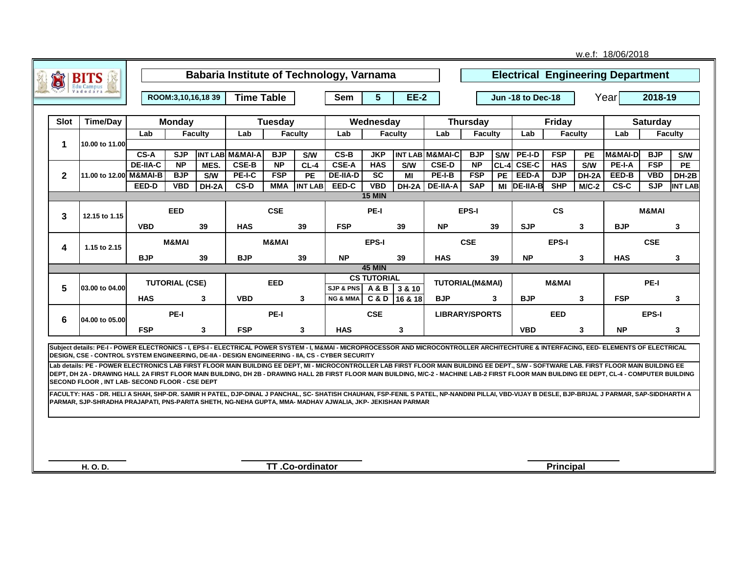w.e.f: 18/06/2018

# Babaria Institute of Technology, Varnama

## Electrical Engineering Department

ROOM:3,10,16,18 39 | **Time Table** | **Sem** 5 | **EE-2** | **Jun -18 to Dec-18** | Year **2018-19**

| Slot | Time/Day | Monday | | | Tuesday | | | Wednesday | | | Thursday | | | Friday | | | Saturday | | |
|---|---|---|---|---|---|---|---|---|---|---|---|---|---|---|---|---|---|---|---|
| | | Lab | Faculty | | Lab | Faculty | | Lab | Faculty | | Lab | Faculty | | Lab | Faculty | | Lab | Faculty | |
| 1 | 10.00 to 11.00 | CS-A | SJP | INT LAB | M&MAI-A | BJP | S/W | CS-B | JKP | INT LAB | M&MAI-C | BJP | S/W | PE-I-D | FSP | PE | M&MAI-D | BJP | S/W |
| 2 | 11.00 to 12.00 | DE-IIA-C | NP | MES. | CSE-B | NP | CL-4 | CSE-A | HAS | S/W | CSE-D | NP | CL-4 | CSE-C | HAS | S/W | PE-I-A | FSP | PE |
| | | M&MAI-B | BJP | S/W | PE-I-C | FSP | PE | DE-IIA-D | SC | MI | PE-I-B | FSP | PE | EED-A | DJP | DH-2A | EED-B | VBD | DH-2B |
| | | EED-D | VBD | DH-2A | CS-D | MMA | INT LAB | EED-C | VBD | DH-2A | DE-IIA-A | SAP | MI | DE-IIA-B | SHP | M/C-2 | CS-C | SJP | INT LAB |
| | | | | | | | | **15 MIN** | | | | | | | | | | | |
| 3 | 12.15 to 1.15 | EED | | | CSE | | | PE-I | | | EPS-I | | | CS | | | M&MAI | | |
| | | VBD | | 39 | HAS | | 39 | FSP | | 39 | NP | | 39 | SJP | | 3 | BJP | | 3 |
| 4 | 1.15 to 2.15 | M&MAI | | | M&MAI | | | EPS-I | | | CSE | | | EPS-I | | | CSE | | |
| | | BJP | | 39 | BJP | | 39 | NP | | 39 | HAS | | 39 | NP | | 3 | HAS | | 3 |
| | | | | | | | | **45 MIN** | | | | | | | | | | | |
| 5 | 03.00 to 04.00 | TUTORIAL (CSE) | | | EED | | | CS TUTORIAL | | | TUTORIAL(M&MAI) | | | M&MAI | | | PE-I | | |
| | | | | | | | | SJP & PNS | A & B | 3 & 10 | | | | | | | | | |
| | | HAS | | 3 | VBD | | 3 | NG & MMA | C & D | 16 & 18 | BJP | | 3 | BJP | | 3 | FSP | | 3 |
| 6 | 04.00 to 05.00 | PE-I | | | PE-I | | | CSE | | | LIBRARY/SPORTS | | | EED | | | EPS-I | | |
| | | FSP | | 3 | FSP | | 3 | HAS | | 3 | | | | VBD | | 3 | NP | | 3 |

**Subject details:** PE-I - POWER ELECTRONICS - I, EPS-I - ELECTRICAL POWER SYSTEM - I, M&MAI - MICROPROCESSOR AND MICROCONTROLLER ARCHITECHTURE & INTERFACING, EED- ELEMENTS OF ELECTRICAL DESIGN, CSE - CONTROL SYSTEM ENGINEERING, DE-IIA - DESIGN ENGINEERING - IIA, CS - CYBER SECURITY

**Lab details:** PE - POWER ELECTRONICS LAB FIRST FLOOR MAIN BUILDING EE DEPT, MI - MICROCONTROLLER LAB FIRST FLOOR MAIN BUILDING EE DEPT., S/W - SOFTWARE LAB. FIRST FLOOR MAIN BUILDING EE DEPT, DH 2A - DRAWING HALL 2A FIRST FLOOR MAIN BUILDING, DH 2B - DRAWING HALL 2B FIRST FLOOR MAIN BUILDING, M/C-2 - MACHINE LAB-2 FIRST FLOOR MAIN BUILDING EE DEPT, CL-4 - COMPUTER BUILDING SECOND FLOOR , INT LAB- SECOND FLOOR - CSE DEPT

**FACULTY:** HAS - DR. HELI A SHAH, SHP-DR. SAMIR H PATEL, DJP-DINAL J PANCHAL, SC- SHATISH CHAUHAN, FSP-FENIL S PATEL, NP-NANDINI PILLAI, VBD-VIJAY B DESLE, BJP-BRIJAL J PARMAR, SAP-SIDDHARTH A PARMAR, SJP-SHRADHA PRAJAPATI, PNS-PARITA SHETH, NG-NEHA GUPTA, MMA- MADHAV AJWALIA, JKP- JEKISHAN PARMAR

H. O. D. | TT .Co-ordinator | Principal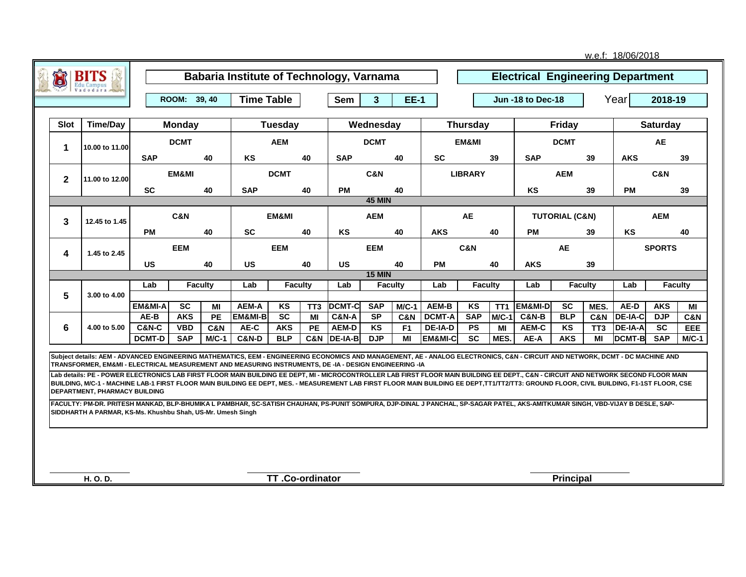w.e.f: 18/06/2018

**BITS** Edu Campus Vadodara

# Babaria Institute of Technology, Varnama

## Electrical Engineering Department

| ROOM: 39, 40 | Time Table | Sem | 3 | EE-1 | Jun -18 to Dec-18 | Year | 2018-19 |
|---|---|---|---|---|---|---|---|

| Slot | Time/Day | Monday | | | Tuesday | | | Wednesday | | | Thursday | | | Friday | | | Saturday | | |
|---|---|---|---|---|---|---|---|---|---|---|---|---|---|---|---|---|---|---|---|
| 1 | 10.00 to 11.00 | DCMT | | | AEM | | | DCMT | | | EM&MI | | | DCMT | | | AE | | |
| | | SAP | | 40 | KS | | 40 | SAP | | 40 | SC | | 39 | SAP | | 39 | AKS | | 39 |
| 2 | 11.00 to 12.00 | EM&MI | | | DCMT | | | C&N | | | LIBRARY | | | AEM | | | C&N | | |
| | | SC | | 40 | SAP | | 40 | PM | | 40 | | | | KS | | 39 | PM | | 39 |
| | | | | | | | | 45 MIN | | | | | | | | | | | |
| 3 | 12.45 to 1.45 | C&N | | | EM&MI | | | AEM | | | AE | | | TUTORIAL (C&N) | | | AEM | | |
| | | PM | | 40 | SC | | 40 | KS | | 40 | AKS | | 40 | PM | | 39 | KS | | 40 |
| 4 | 1.45 to 2.45 | EEM | | | EEM | | | EEM | | | C&N | | | AE | | | SPORTS | | |
| | | US | | 40 | US | | 40 | US | | 40 | PM | | 40 | AKS | | 39 | | | |
| | | | | | | | | 15 MIN | | | | | | | | | | | |
| 5 | 3.00 to 4.00 | Lab | Faculty | | Lab | Faculty | | Lab | Faculty | | Lab | Faculty | | Lab | Faculty | | Lab | Faculty | |
| | | EM&MI-A | SC | MI | AEM-A | KS | TT3 | DCMT-C | SAP | M/C-1 | AEM-B | KS | TT1 | EM&MI-D | SC | MES. | AE-D | AKS | MI |
| 6 | 4.00 to 5.00 | AE-B | AKS | PE | EM&MI-B | SC | MI | C&N-A | SP | C&N | DCMT-A | SAP | M/C-1 | C&N-B | BLP | C&N | DE-IA-C | DJP | C&N |
| | | C&N-C | VBD | C&N | AE-C | AKS | PE | AEM-D | KS | F1 | DE-IA-D | PS | MI | AEM-C | KS | TT3 | DE-IA-A | SC | EEE |
| | | DCMT-D | SAP | M/C-1 | C&N-D | BLP | C&N | DE-IA-B | DJP | MI | EM&MI-C | SC | MES. | AE-A | AKS | MI | DCMT-B | SAP | M/C-1 |

**Subject details: AEM - ADVANCED ENGINEERING MATHEMATICS, EEM - ENGINEERING ECONOMICS AND MANAGEMENT, AE - ANALOG ELECTRONICS, C&N - CIRCUIT AND NETWORK, DCMT - DC MACHINE AND TRANSFORMER, EM&MI - ELECTRICAL MEASUREMENT AND MEASURING INSTRUMENTS, DE -IA - DESIGN ENGINEERING -IA**

**Lab details: PE - POWER ELECTRONICS LAB FIRST FLOOR MAIN BUILDING EE DEPT, MI - MICROCONTROLLER LAB FIRST FLOOR MAIN BUILDING EE DEPT., C&N - CIRCUIT AND NETWORK SECOND FLOOR MAIN BUILDING, M/C-1 - MACHINE LAB-1 FIRST FLOOR MAIN BUILDING EE DEPT, MES. - MEASUREMENT LAB FIRST FLOOR MAIN BUILDING EE DEPT,TT1/TT2/TT3: GROUND FLOOR, CIVIL BUILDING, F1-1ST FLOOR, CSE DEPARTMENT, PHARMACY BUILDING**

**FACULTY: PM-DR. PRITESH MANKAD, BLP-BHUMIKA L PAMBHAR, SC-SATISH CHAUHAN, PS-PUNIT SOMPURA, DJP-DINAL J PANCHAL, SP-SAGAR PATEL, AKS-AMITKUMAR SINGH, VBD-VIJAY B DESLE, SAP-SIDDHARTH A PARMAR, KS-Ms. Khushbu Shah, US-Mr. Umesh Singh**

**H. O. D.** | **TT .Co-ordinator** | **Principal**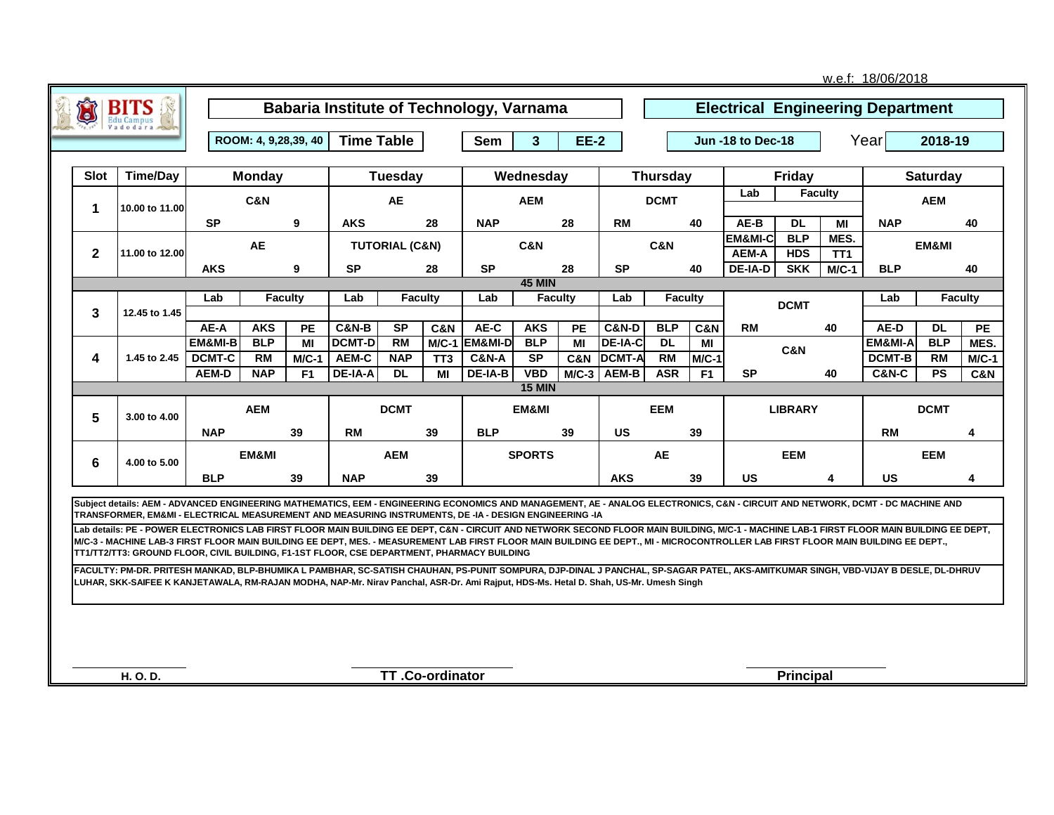w.e.f: 18/06/2018

# Babaria Institute of Technology, Varnama

## Electrical Engineering Department

ROOM: 4, 9,28,39, 40 | **Time Table** | Sem 3 | EE-2 | Jun -18 to Dec-18 | Year 2018-19

| Slot | Time/Day | Monday | | | Tuesday | | | Wednesday | | | Thursday | | | Friday | | | Saturday | | |
|---|---|---|---|---|---|---|---|---|---|---|---|---|---|---|---|---|---|---|---|
| 1 | 10.00 to 11.00 | C&N | | | AE | | | AEM | | | DCMT | | | Lab | Faculty | | AEM | | |
| | | SP | | 9 | AKS | | 28 | NAP | | 28 | RM | | 40 | AE-B | DL | MI | NAP | | 40 |
| 2 | 11.00 to 12.00 | AE | | | TUTORIAL (C&N) | | | C&N | | | C&N | | | EM&MI-C | BLP | MES. | EM&MI | | |
| | | | | | | | | | | | | | | AEM-A | HDS | TT1 | | | |
| | | AKS | | 9 | SP | | 28 | SP | | 28 | SP | | 40 | DE-IA-D | SKK | M/C-1 | BLP | | 40 |
| | | 45 MIN | | | | | | | | | | | | | | | | | |
| 3 | 12.45 to 1.45 | Lab | Faculty | | Lab | Faculty | | Lab | Faculty | | Lab | Faculty | | DCMT | | | Lab | Faculty | |
| | | AE-A | AKS | PE | C&N-B | SP | C&N | AE-C | AKS | PE | C&N-D | BLP | C&N | RM | | 40 | AE-D | DL | PE |
| 4 | 1.45 to 2.45 | EM&MI-B | BLP | MI | DCMT-D | RM | M/C-1 | EM&MI-D | BLP | MI | DE-IA-C | DL | MI | C&N | | | EM&MI-A | BLP | MES. |
| | | DCMT-C | RM | M/C-1 | AEM-C | NAP | TT3 | C&N-A | SP | C&N | DCMT-A | RM | M/C-1 | | | | DCMT-B | RM | M/C-1 |
| | | AEM-D | NAP | F1 | DE-IA-A | DL | MI | DE-IA-B | VBD | M/C-3 | AEM-B | ASR | F1 | SP | | 40 | C&N-C | PS | C&N |
| | | 15 MIN | | | | | | | | | | | | | | | | | |
| 5 | 3.00 to 4.00 | AEM | | | DCMT | | | EM&MI | | | EEM | | | LIBRARY | | | DCMT | | |
| | | NAP | | 39 | RM | | 39 | BLP | | 39 | US | | 39 | | | | RM | | 4 |
| 6 | 4.00 to 5.00 | EM&MI | | | AEM | | | SPORTS | | | AE | | | EEM | | | EEM | | |
| | | BLP | | 39 | NAP | | 39 | | | | AKS | | 39 | US | | 4 | US | | 4 |

**Subject details:** AEM - ADVANCED ENGINEERING MATHEMATICS, EEM - ENGINEERING ECONOMICS AND MANAGEMENT, AE - ANALOG ELECTRONICS, C&N - CIRCUIT AND NETWORK, DCMT - DC MACHINE AND TRANSFORMER, EM&MI - ELECTRICAL MEASUREMENT AND MEASURING INSTRUMENTS, DE -IA - DESIGN ENGINEERING -IA

**Lab details:** PE - POWER ELECTRONICS LAB FIRST FLOOR MAIN BUILDING EE DEPT, C&N - CIRCUIT AND NETWORK SECOND FLOOR MAIN BUILDING, M/C-1 - MACHINE LAB-1 FIRST FLOOR MAIN BUILDING EE DEPT, M/C-3 - MACHINE LAB-3 FIRST FLOOR MAIN BUILDING EE DEPT, MES. - MEASUREMENT LAB FIRST FLOOR MAIN BUILDING EE DEPT., MI - MICROCONTROLLER LAB FIRST FLOOR MAIN BUILDING EE DEPT., TT1/TT2/TT3: GROUND FLOOR, CIVIL BUILDING, F1-1ST FLOOR, CSE DEPARTMENT, PHARMACY BUILDING

**FACULTY:** PM-DR. PRITESH MANKAD, BLP-BHUMIKA L PAMBHAR, SC-SATISH CHAUHAN, PS-PUNIT SOMPURA, DJP-DINAL J PANCHAL, SP-SAGAR PATEL, AKS-AMITKUMAR SINGH, VBD-VIJAY B DESLE, DL-DHRUV LUHAR, SKK-SAIFEE K KANJETAWALA, RM-RAJAN MODHA, NAP-Mr. Nirav Panchal, ASR-Dr. Ami Rajput, HDS-Ms. Hetal D. Shah, US-Mr. Umesh Singh

H. O. D. | TT .Co-ordinator | Principal